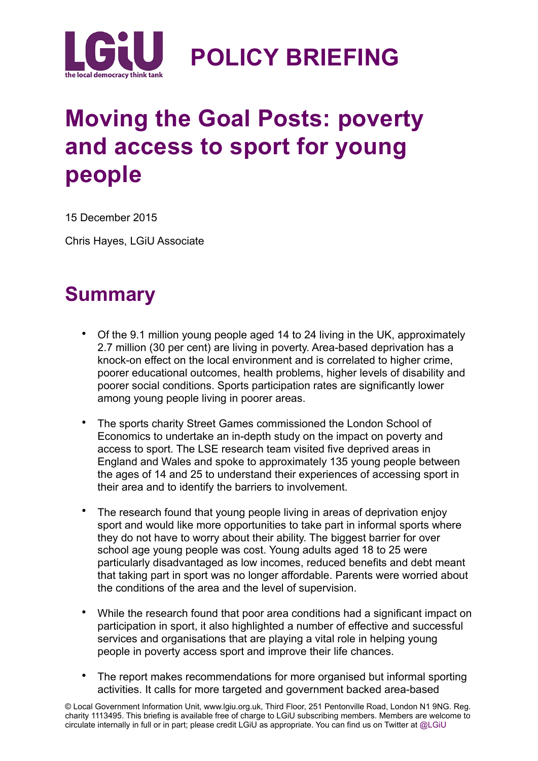LGiU the local democracy think tank

# POLICY BRIEFING

# Moving the Goal Posts: poverty and access to sport for young people

15 December 2015

Chris Hayes, LGiU Associate

## Summary

- Of the 9.1 million young people aged 14 to 24 living in the UK, approximately 2.7 million (30 per cent) are living in poverty. Area-based deprivation has a knock-on effect on the local environment and is correlated to higher crime, poorer educational outcomes, health problems, higher levels of disability and poorer social conditions. Sports participation rates are significantly lower among young people living in poorer areas.

- The sports charity Street Games commissioned the London School of Economics to undertake an in-depth study on the impact on poverty and access to sport. The LSE research team visited five deprived areas in England and Wales and spoke to approximately 135 young people between the ages of 14 and 25 to understand their experiences of accessing sport in their area and to identify the barriers to involvement.

- The research found that young people living in areas of deprivation enjoy sport and would like more opportunities to take part in informal sports where they do not have to worry about their ability. The biggest barrier for over school age young people was cost. Young adults aged 18 to 25 were particularly disadvantaged as low incomes, reduced benefits and debt meant that taking part in sport was no longer affordable. Parents were worried about the conditions of the area and the level of supervision.

- While the research found that poor area conditions had a significant impact on participation in sport, it also highlighted a number of effective and successful services and organisations that are playing a vital role in helping young people in poverty access sport and improve their life chances.

- The report makes recommendations for more organised but informal sporting activities. It calls for more targeted and government backed area-based

© Local Government Information Unit, www.lgiu.org.uk, Third Floor, 251 Pentonville Road, London N1 9NG. Reg. charity 1113495. This briefing is available free of charge to LGiU subscribing members. Members are welcome to circulate internally in full or in part; please credit LGiU as appropriate. You can find us on Twitter at @LGiU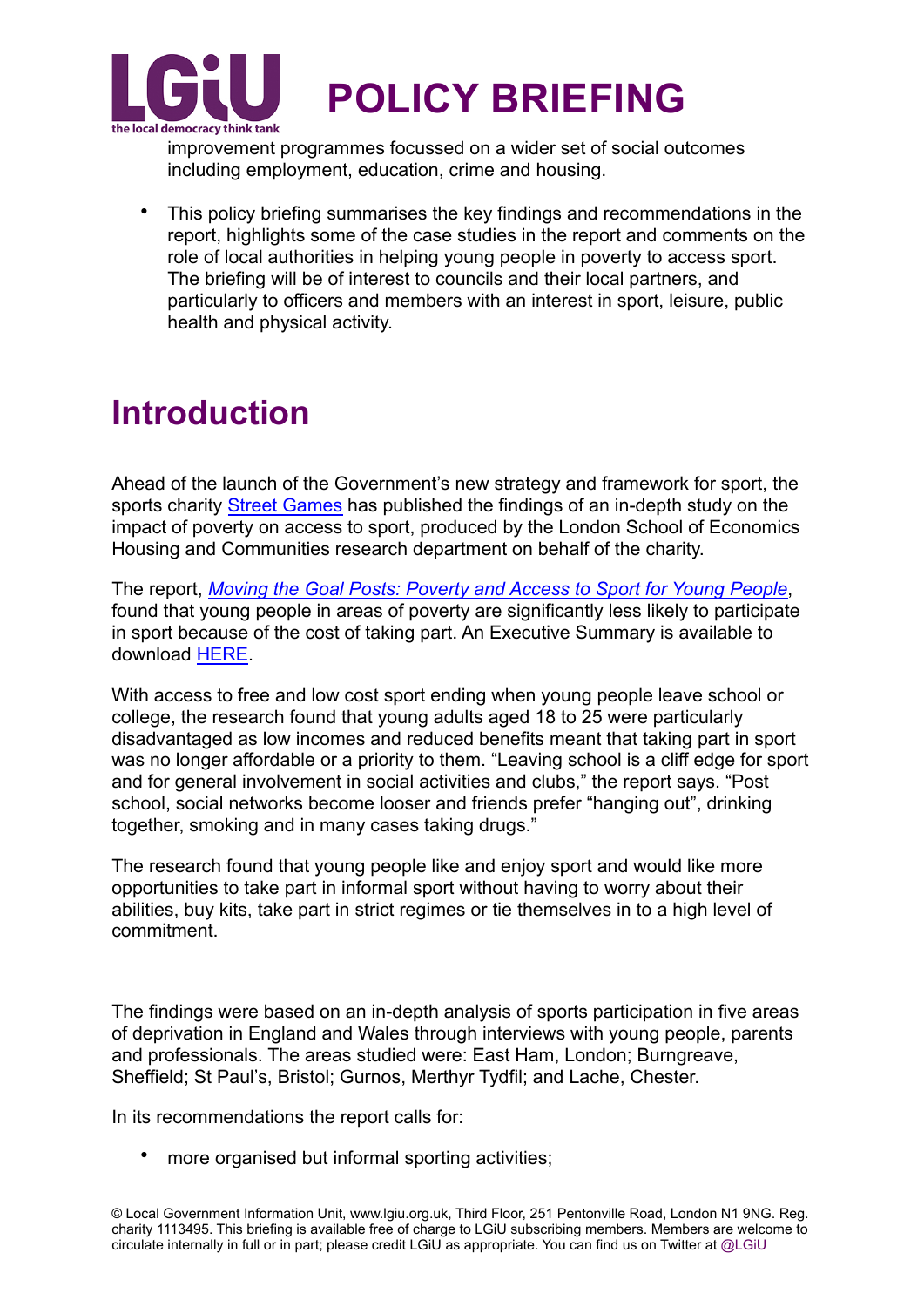improvement programmes focussed on a wider set of social outcomes including employment, education, crime and housing.

- This policy briefing summarises the key findings and recommendations in the report, highlights some of the case studies in the report and comments on the role of local authorities in helping young people in poverty to access sport. The briefing will be of interest to councils and their local partners, and particularly to officers and members with an interest in sport, leisure, public health and physical activity.

# Introduction

Ahead of the launch of the Government's new strategy and framework for sport, the sports charity Street Games has published the findings of an in-depth study on the impact of poverty on access to sport, produced by the London School of Economics Housing and Communities research department on behalf of the charity.

The report, *Moving the Goal Posts: Poverty and Access to Sport for Young People*, found that young people in areas of poverty are significantly less likely to participate in sport because of the cost of taking part. An Executive Summary is available to download HERE.

With access to free and low cost sport ending when young people leave school or college, the research found that young adults aged 18 to 25 were particularly disadvantaged as low incomes and reduced benefits meant that taking part in sport was no longer affordable or a priority to them. "Leaving school is a cliff edge for sport and for general involvement in social activities and clubs," the report says. "Post school, social networks become looser and friends prefer "hanging out", drinking together, smoking and in many cases taking drugs."

The research found that young people like and enjoy sport and would like more opportunities to take part in informal sport without having to worry about their abilities, buy kits, take part in strict regimes or tie themselves in to a high level of commitment.

The findings were based on an in-depth analysis of sports participation in five areas of deprivation in England and Wales through interviews with young people, parents and professionals. The areas studied were: East Ham, London; Burngreave, Sheffield; St Paul's, Bristol; Gurnos, Merthyr Tydfil; and Lache, Chester.

In its recommendations the report calls for:

- more organised but informal sporting activities;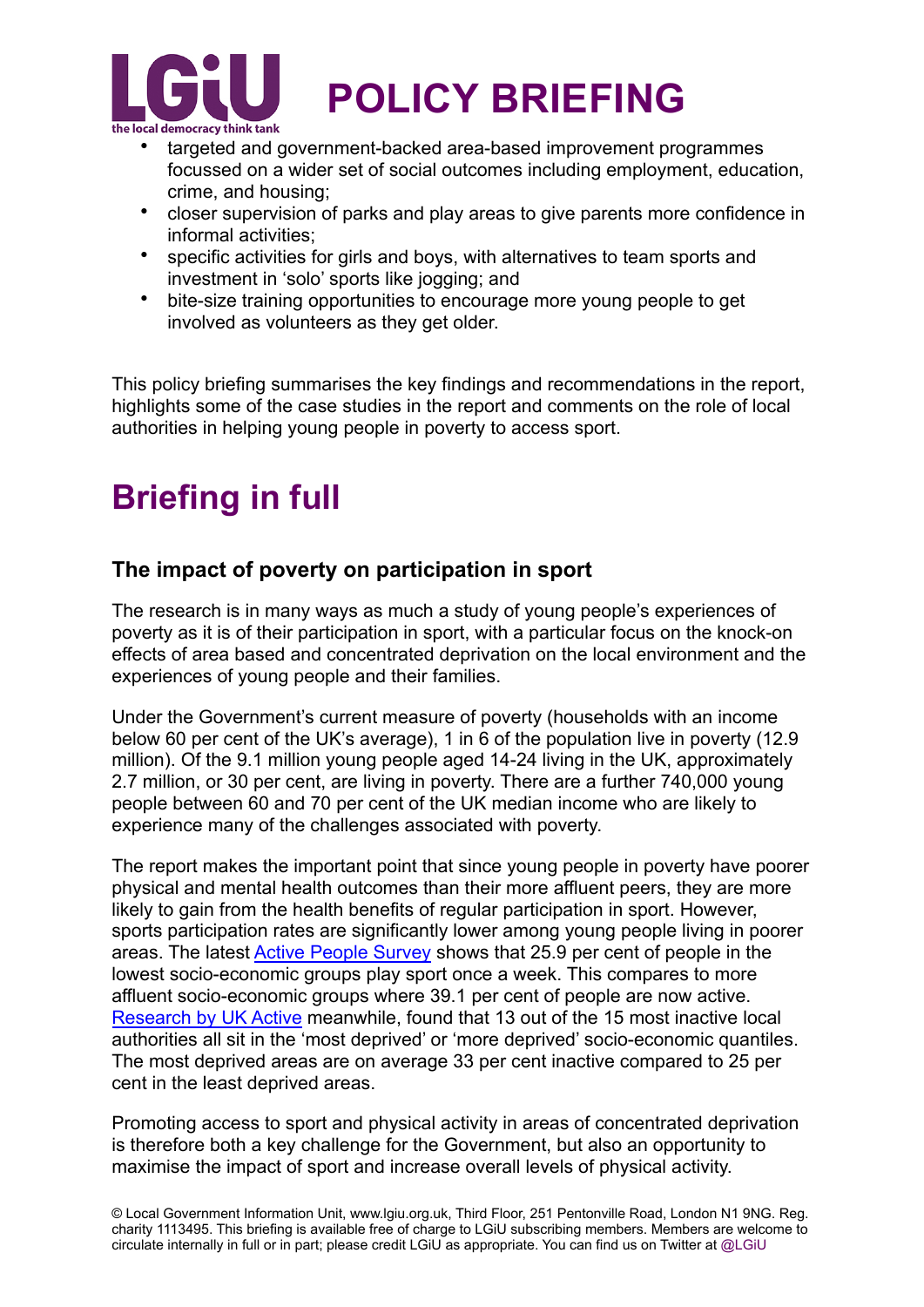- targeted and government-backed area-based improvement programmes focussed on a wider set of social outcomes including employment, education, crime, and housing;
- closer supervision of parks and play areas to give parents more confidence in informal activities;
- specific activities for girls and boys, with alternatives to team sports and investment in 'solo' sports like jogging; and
- bite-size training opportunities to encourage more young people to get involved as volunteers as they get older.

This policy briefing summarises the key findings and recommendations in the report, highlights some of the case studies in the report and comments on the role of local authorities in helping young people in poverty to access sport.

# Briefing in full

### The impact of poverty on participation in sport

The research is in many ways as much a study of young people's experiences of poverty as it is of their participation in sport, with a particular focus on the knock-on effects of area based and concentrated deprivation on the local environment and the experiences of young people and their families.

Under the Government's current measure of poverty (households with an income below 60 per cent of the UK's average), 1 in 6 of the population live in poverty (12.9 million). Of the 9.1 million young people aged 14-24 living in the UK, approximately 2.7 million, or 30 per cent, are living in poverty. There are a further 740,000 young people between 60 and 70 per cent of the UK median income who are likely to experience many of the challenges associated with poverty.

The report makes the important point that since young people in poverty have poorer physical and mental health outcomes than their more affluent peers, they are more likely to gain from the health benefits of regular participation in sport. However, sports participation rates are significantly lower among young people living in poorer areas. The latest Active People Survey shows that 25.9 per cent of people in the lowest socio-economic groups play sport once a week. This compares to more affluent socio-economic groups where 39.1 per cent of people are now active. Research by UK Active meanwhile, found that 13 out of the 15 most inactive local authorities all sit in the 'most deprived' or 'more deprived' socio-economic quantiles. The most deprived areas are on average 33 per cent inactive compared to 25 per cent in the least deprived areas.

Promoting access to sport and physical activity in areas of concentrated deprivation is therefore both a key challenge for the Government, but also an opportunity to maximise the impact of sport and increase overall levels of physical activity.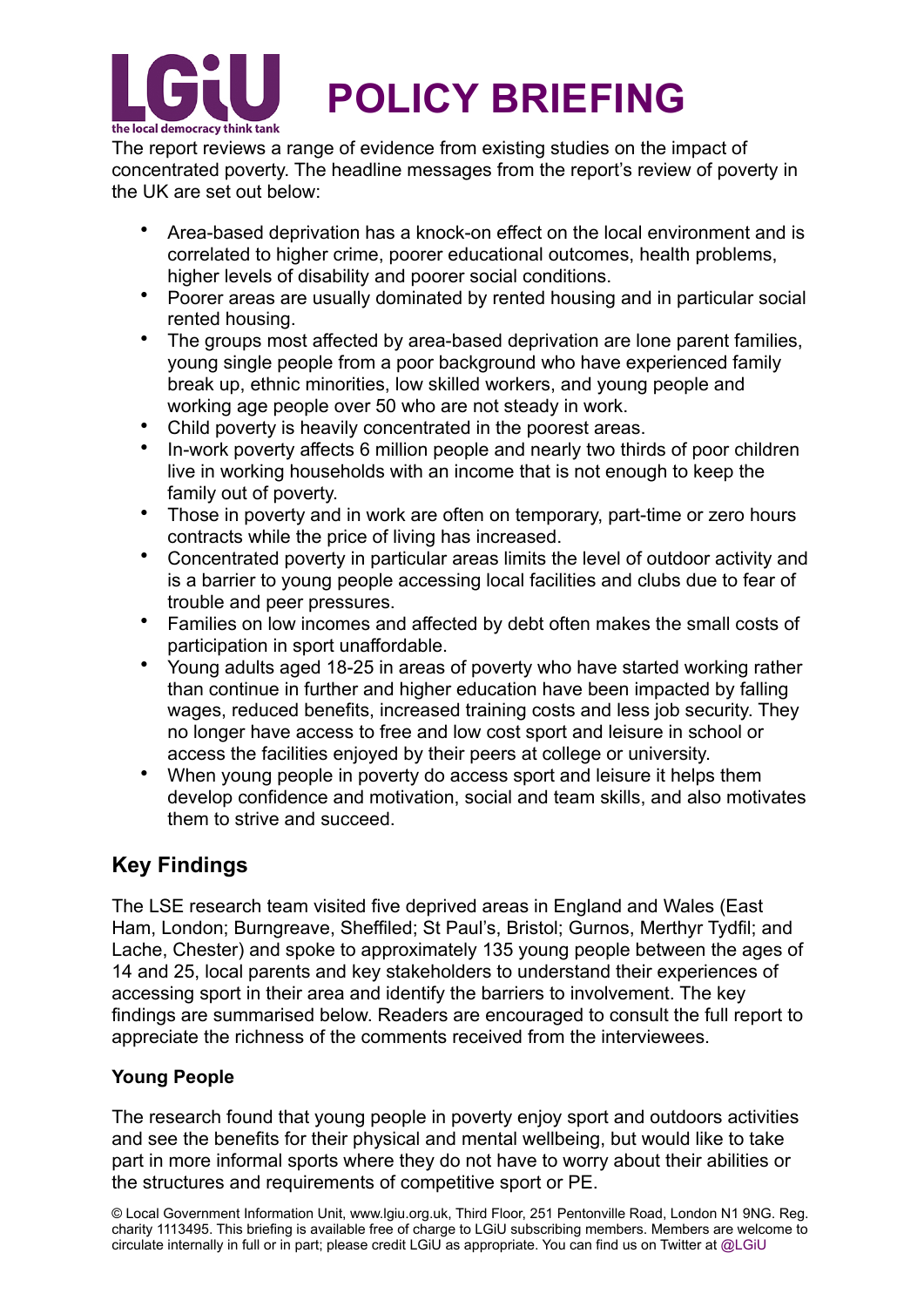The report reviews a range of evidence from existing studies on the impact of concentrated poverty. The headline messages from the report's review of poverty in the UK are set out below:

- Area-based deprivation has a knock-on effect on the local environment and is correlated to higher crime, poorer educational outcomes, health problems, higher levels of disability and poorer social conditions.
- Poorer areas are usually dominated by rented housing and in particular social rented housing.
- The groups most affected by area-based deprivation are lone parent families, young single people from a poor background who have experienced family break up, ethnic minorities, low skilled workers, and young people and working age people over 50 who are not steady in work.
- Child poverty is heavily concentrated in the poorest areas.
- In-work poverty affects 6 million people and nearly two thirds of poor children live in working households with an income that is not enough to keep the family out of poverty.
- Those in poverty and in work are often on temporary, part-time or zero hours contracts while the price of living has increased.
- Concentrated poverty in particular areas limits the level of outdoor activity and is a barrier to young people accessing local facilities and clubs due to fear of trouble and peer pressures.
- Families on low incomes and affected by debt often makes the small costs of participation in sport unaffordable.
- Young adults aged 18-25 in areas of poverty who have started working rather than continue in further and higher education have been impacted by falling wages, reduced benefits, increased training costs and less job security. They no longer have access to free and low cost sport and leisure in school or access the facilities enjoyed by their peers at college or university.
- When young people in poverty do access sport and leisure it helps them develop confidence and motivation, social and team skills, and also motivates them to strive and succeed.

## Key Findings

The LSE research team visited five deprived areas in England and Wales (East Ham, London; Burngreave, Sheffiled; St Paul's, Bristol; Gurnos, Merthyr Tydfil; and Lache, Chester) and spoke to approximately 135 young people between the ages of 14 and 25, local parents and key stakeholders to understand their experiences of accessing sport in their area and identify the barriers to involvement. The key findings are summarised below. Readers are encouraged to consult the full report to appreciate the richness of the comments received from the interviewees.

### Young People

The research found that young people in poverty enjoy sport and outdoors activities and see the benefits for their physical and mental wellbeing, but would like to take part in more informal sports where they do not have to worry about their abilities or the structures and requirements of competitive sport or PE.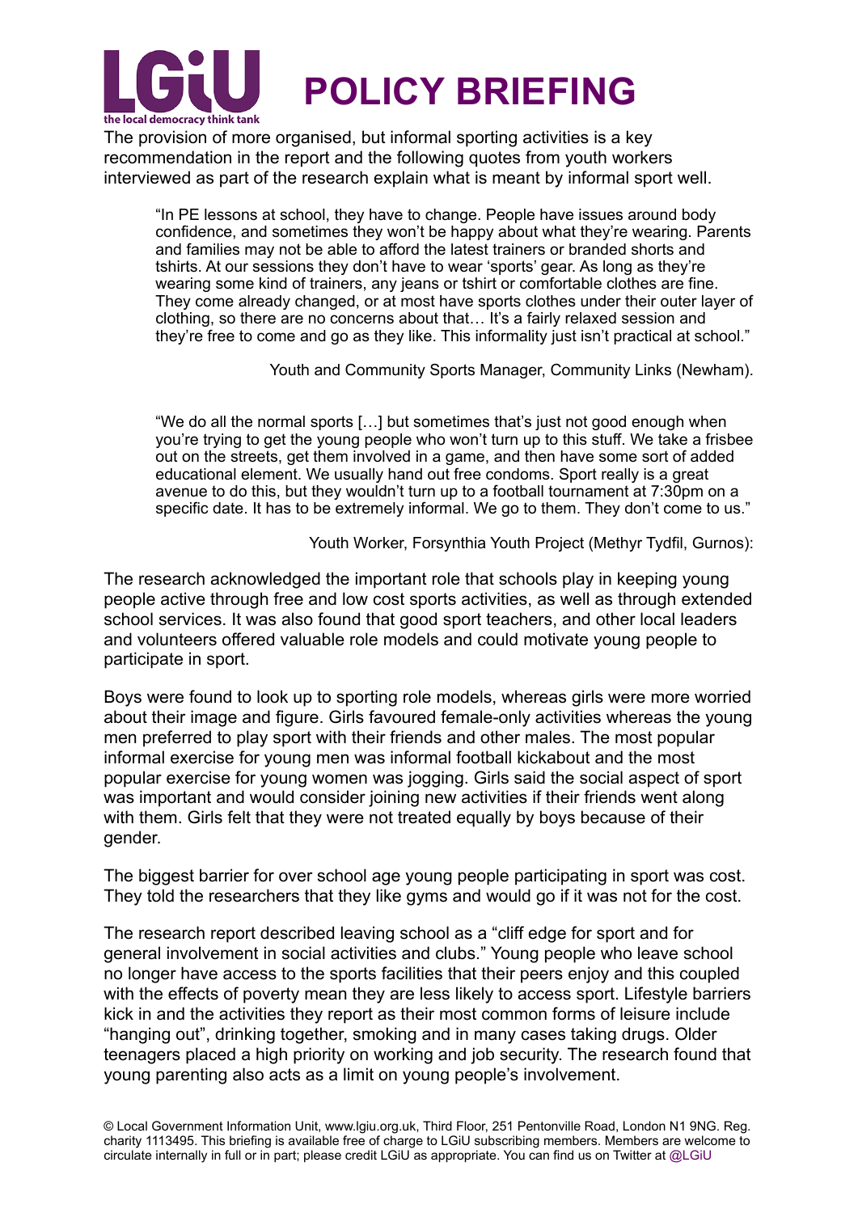The provision of more organised, but informal sporting activities is a key recommendation in the report and the following quotes from youth workers interviewed as part of the research explain what is meant by informal sport well.

> "In PE lessons at school, they have to change. People have issues around body confidence, and sometimes they won't be happy about what they're wearing. Parents and families may not be able to afford the latest trainers or branded shorts and tshirts. At our sessions they don't have to wear 'sports' gear. As long as they're wearing some kind of trainers, any jeans or tshirt or comfortable clothes are fine. They come already changed, or at most have sports clothes under their outer layer of clothing, so there are no concerns about that… It's a fairly relaxed session and they're free to come and go as they like. This informality just isn't practical at school."
>
> Youth and Community Sports Manager, Community Links (Newham).

> "We do all the normal sports […] but sometimes that's just not good enough when you're trying to get the young people who won't turn up to this stuff. We take a frisbee out on the streets, get them involved in a game, and then have some sort of added educational element. We usually hand out free condoms. Sport really is a great avenue to do this, but they wouldn't turn up to a football tournament at 7:30pm on a specific date. It has to be extremely informal. We go to them. They don't come to us."
>
> Youth Worker, Forsynthia Youth Project (Methyr Tydfil, Gurnos):

The research acknowledged the important role that schools play in keeping young people active through free and low cost sports activities, as well as through extended school services. It was also found that good sport teachers, and other local leaders and volunteers offered valuable role models and could motivate young people to participate in sport.

Boys were found to look up to sporting role models, whereas girls were more worried about their image and figure. Girls favoured female-only activities whereas the young men preferred to play sport with their friends and other males. The most popular informal exercise for young men was informal football kickabout and the most popular exercise for young women was jogging. Girls said the social aspect of sport was important and would consider joining new activities if their friends went along with them. Girls felt that they were not treated equally by boys because of their gender.

The biggest barrier for over school age young people participating in sport was cost. They told the researchers that they like gyms and would go if it was not for the cost.

The research report described leaving school as a "cliff edge for sport and for general involvement in social activities and clubs." Young people who leave school no longer have access to the sports facilities that their peers enjoy and this coupled with the effects of poverty mean they are less likely to access sport. Lifestyle barriers kick in and the activities they report as their most common forms of leisure include "hanging out", drinking together, smoking and in many cases taking drugs. Older teenagers placed a high priority on working and job security. The research found that young parenting also acts as a limit on young people's involvement.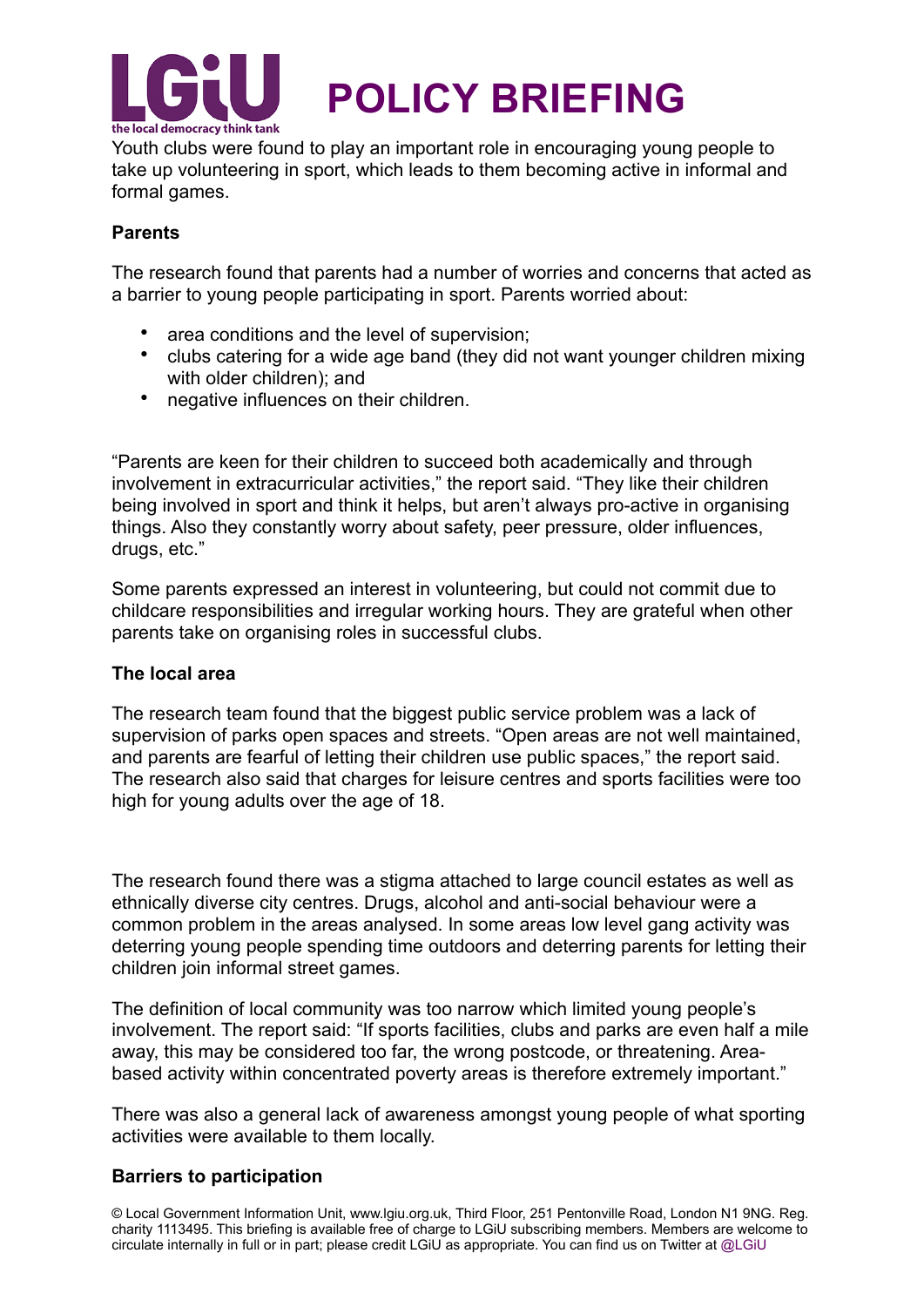Youth clubs were found to play an important role in encouraging young people to take up volunteering in sport, which leads to them becoming active in informal and formal games.

**Parents**

The research found that parents had a number of worries and concerns that acted as a barrier to young people participating in sport. Parents worried about:

- area conditions and the level of supervision;
- clubs catering for a wide age band (they did not want younger children mixing with older children); and
- negative influences on their children.

"Parents are keen for their children to succeed both academically and through involvement in extracurricular activities," the report said. "They like their children being involved in sport and think it helps, but aren't always pro-active in organising things. Also they constantly worry about safety, peer pressure, older influences, drugs, etc."

Some parents expressed an interest in volunteering, but could not commit due to childcare responsibilities and irregular working hours. They are grateful when other parents take on organising roles in successful clubs.

**The local area**

The research team found that the biggest public service problem was a lack of supervision of parks open spaces and streets. "Open areas are not well maintained, and parents are fearful of letting their children use public spaces," the report said. The research also said that charges for leisure centres and sports facilities were too high for young adults over the age of 18.

The research found there was a stigma attached to large council estates as well as ethnically diverse city centres. Drugs, alcohol and anti-social behaviour were a common problem in the areas analysed. In some areas low level gang activity was deterring young people spending time outdoors and deterring parents for letting their children join informal street games.

The definition of local community was too narrow which limited young people's involvement. The report said: "If sports facilities, clubs and parks are even half a mile away, this may be considered too far, the wrong postcode, or threatening. Area-based activity within concentrated poverty areas is therefore extremely important."

There was also a general lack of awareness amongst young people of what sporting activities were available to them locally.

**Barriers to participation**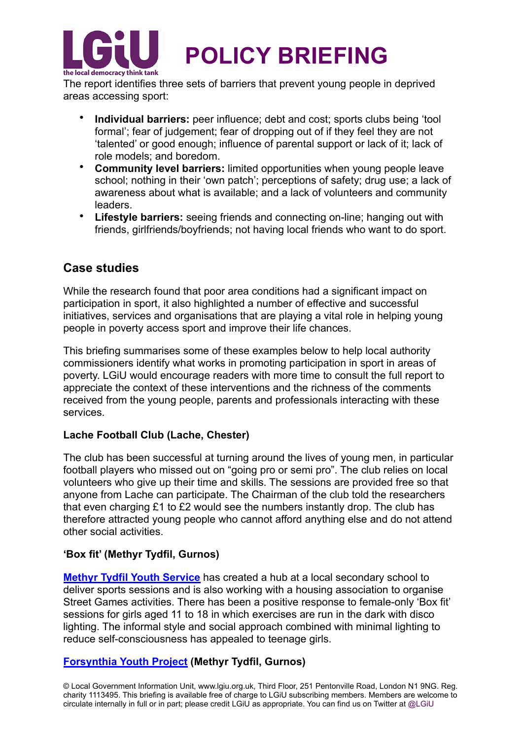The report identifies three sets of barriers that prevent young people in deprived areas accessing sport:

- **Individual barriers:** peer influence; debt and cost; sports clubs being 'tool formal'; fear of judgement; fear of dropping out of if they feel they are not 'talented' or good enough; influence of parental support or lack of it; lack of role models; and boredom.
- **Community level barriers:** limited opportunities when young people leave school; nothing in their 'own patch'; perceptions of safety; drug use; a lack of awareness about what is available; and a lack of volunteers and community leaders.
- **Lifestyle barriers:** seeing friends and connecting on-line; hanging out with friends, girlfriends/boyfriends; not having local friends who want to do sport.

## Case studies

While the research found that poor area conditions had a significant impact on participation in sport, it also highlighted a number of effective and successful initiatives, services and organisations that are playing a vital role in helping young people in poverty access sport and improve their life chances.

This briefing summarises some of these examples below to help local authority commissioners identify what works in promoting participation in sport in areas of poverty. LGiU would encourage readers with more time to consult the full report to appreciate the context of these interventions and the richness of the comments received from the young people, parents and professionals interacting with these services.

### Lache Football Club (Lache, Chester)

The club has been successful at turning around the lives of young men, in particular football players who missed out on "going pro or semi pro". The club relies on local volunteers who give up their time and skills. The sessions are provided free so that anyone from Lache can participate. The Chairman of the club told the researchers that even charging £1 to £2 would see the numbers instantly drop. The club has therefore attracted young people who cannot afford anything else and do not attend other social activities.

### 'Box fit' (Methyr Tydfil, Gurnos)

Methyr Tydfil Youth Service has created a hub at a local secondary school to deliver sports sessions and is also working with a housing association to organise Street Games activities. There has been a positive response to female-only 'Box fit' sessions for girls aged 11 to 18 in which exercises are run in the dark with disco lighting. The informal style and social approach combined with minimal lighting to reduce self-consciousness has appealed to teenage girls.

### Forsynthia Youth Project (Methyr Tydfil, Gurnos)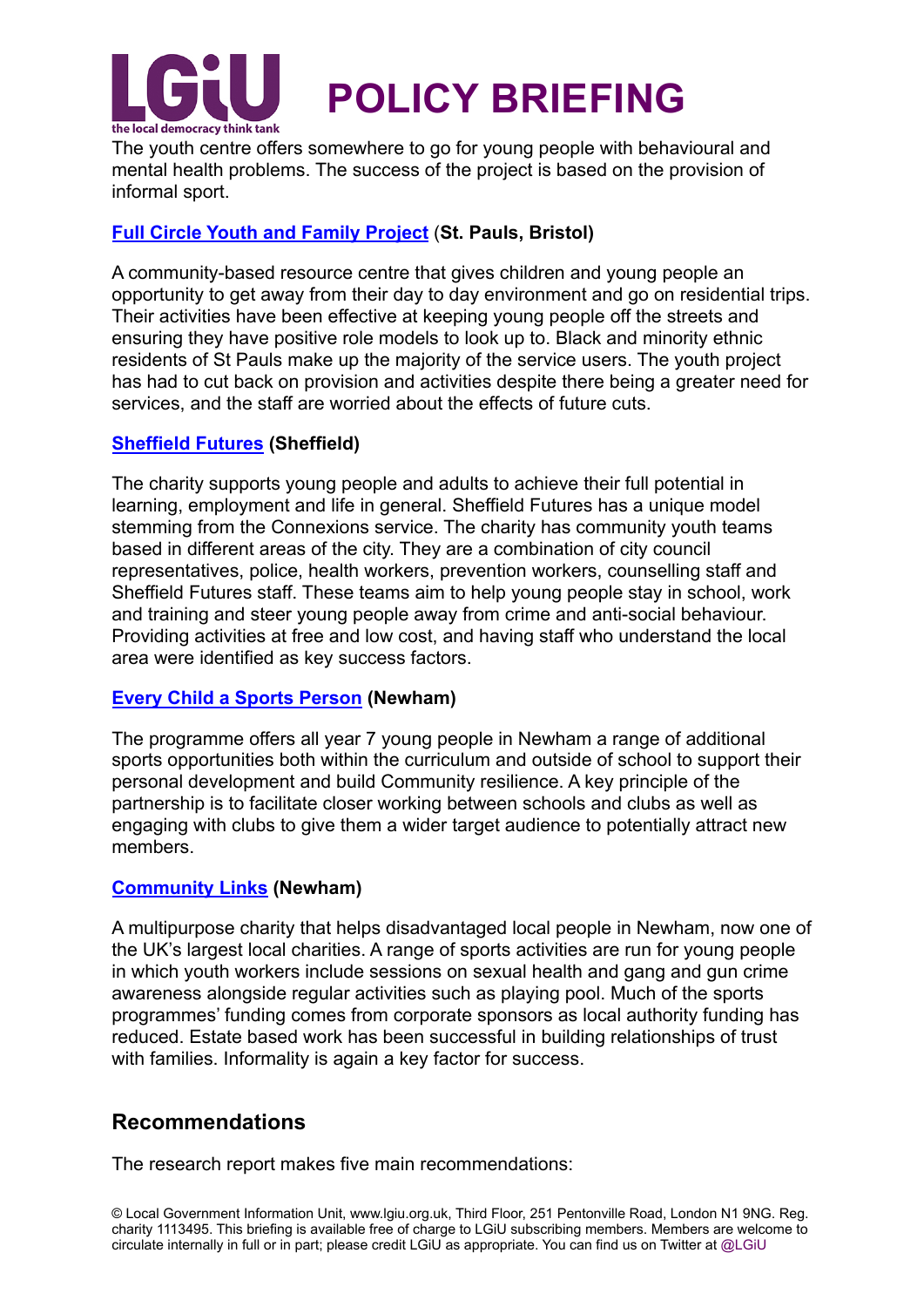The youth centre offers somewhere to go for young people with behavioural and mental health problems. The success of the project is based on the provision of informal sport.

**Full Circle Youth and Family Project (St. Pauls, Bristol)**

A community-based resource centre that gives children and young people an opportunity to get away from their day to day environment and go on residential trips. Their activities have been effective at keeping young people off the streets and ensuring they have positive role models to look up to. Black and minority ethnic residents of St Pauls make up the majority of the service users. The youth project has had to cut back on provision and activities despite there being a greater need for services, and the staff are worried about the effects of future cuts.

**Sheffield Futures (Sheffield)**

The charity supports young people and adults to achieve their full potential in learning, employment and life in general. Sheffield Futures has a unique model stemming from the Connexions service. The charity has community youth teams based in different areas of the city. They are a combination of city council representatives, police, health workers, prevention workers, counselling staff and Sheffield Futures staff. These teams aim to help young people stay in school, work and training and steer young people away from crime and anti-social behaviour. Providing activities at free and low cost, and having staff who understand the local area were identified as key success factors.

**Every Child a Sports Person (Newham)**

The programme offers all year 7 young people in Newham a range of additional sports opportunities both within the curriculum and outside of school to support their personal development and build Community resilience. A key principle of the partnership is to facilitate closer working between schools and clubs as well as engaging with clubs to give them a wider target audience to potentially attract new members.

**Community Links (Newham)**

A multipurpose charity that helps disadvantaged local people in Newham, now one of the UK's largest local charities. A range of sports activities are run for young people in which youth workers include sessions on sexual health and gang and gun crime awareness alongside regular activities such as playing pool. Much of the sports programmes' funding comes from corporate sponsors as local authority funding has reduced. Estate based work has been successful in building relationships of trust with families. Informality is again a key factor for success.

## Recommendations

The research report makes five main recommendations: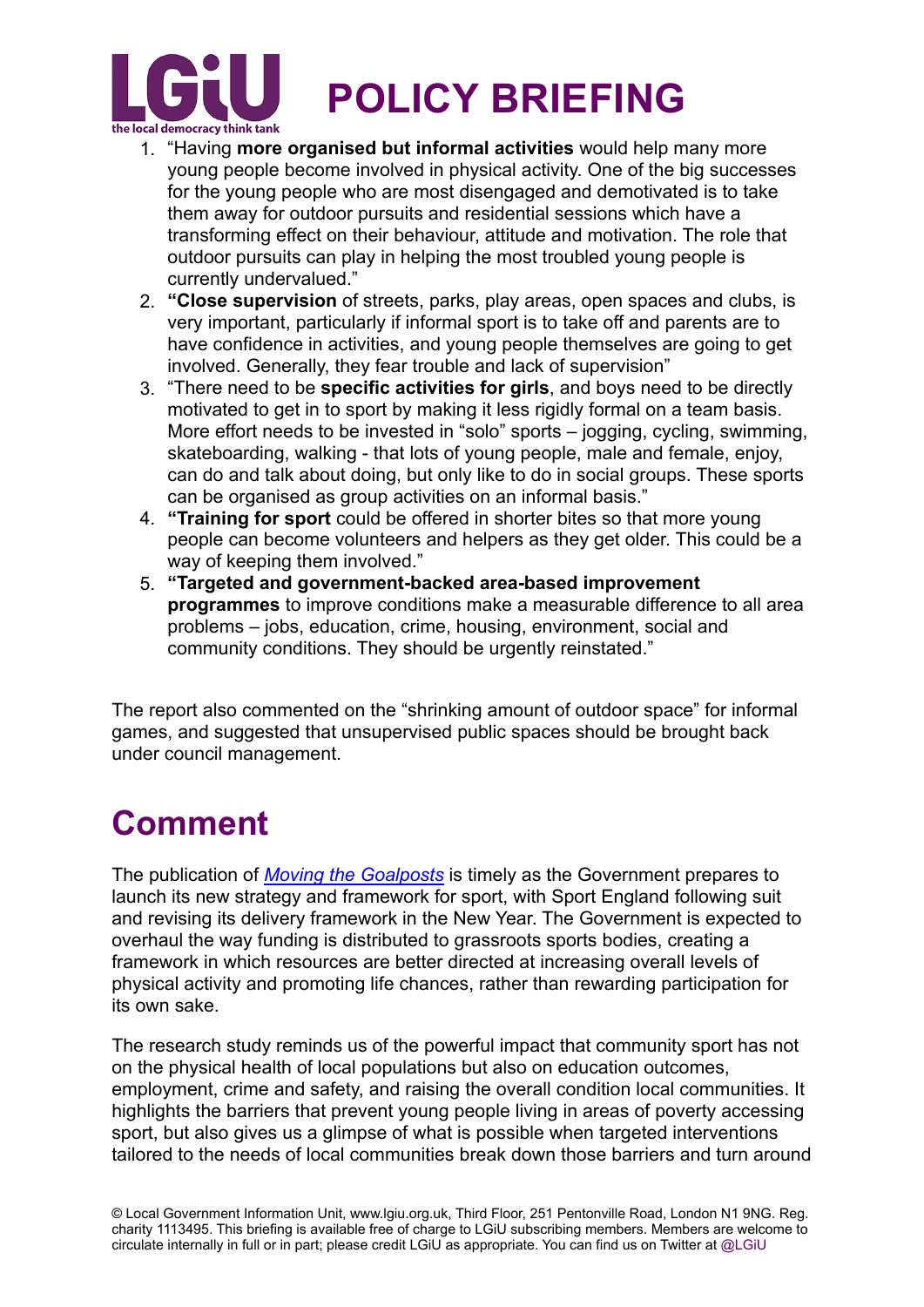1. "Having **more organised but informal activities** would help many more young people become involved in physical activity. One of the big successes for the young people who are most disengaged and demotivated is to take them away for outdoor pursuits and residential sessions which have a transforming effect on their behaviour, attitude and motivation. The role that outdoor pursuits can play in helping the most troubled young people is currently undervalued."
2. **"Close supervision** of streets, parks, play areas, open spaces and clubs, is very important, particularly if informal sport is to take off and parents are to have confidence in activities, and young people themselves are going to get involved. Generally, they fear trouble and lack of supervision"
3. "There need to be **specific activities for girls**, and boys need to be directly motivated to get in to sport by making it less rigidly formal on a team basis. More effort needs to be invested in "solo" sports – jogging, cycling, swimming, skateboarding, walking - that lots of young people, male and female, enjoy, can do and talk about doing, but only like to do in social groups. These sports can be organised as group activities on an informal basis."
4. **"Training for sport** could be offered in shorter bites so that more young people can become volunteers and helpers as they get older. This could be a way of keeping them involved."
5. **"Targeted and government-backed area-based improvement programmes** to improve conditions make a measurable difference to all area problems – jobs, education, crime, housing, environment, social and community conditions. They should be urgently reinstated."

The report also commented on the "shrinking amount of outdoor space" for informal games, and suggested that unsupervised public spaces should be brought back under council management.

# Comment

The publication of *Moving the Goalposts* is timely as the Government prepares to launch its new strategy and framework for sport, with Sport England following suit and revising its delivery framework in the New Year. The Government is expected to overhaul the way funding is distributed to grassroots sports bodies, creating a framework in which resources are better directed at increasing overall levels of physical activity and promoting life chances, rather than rewarding participation for its own sake.

The research study reminds us of the powerful impact that community sport has not on the physical health of local populations but also on education outcomes, employment, crime and safety, and raising the overall condition local communities. It highlights the barriers that prevent young people living in areas of poverty accessing sport, but also gives us a glimpse of what is possible when targeted interventions tailored to the needs of local communities break down those barriers and turn around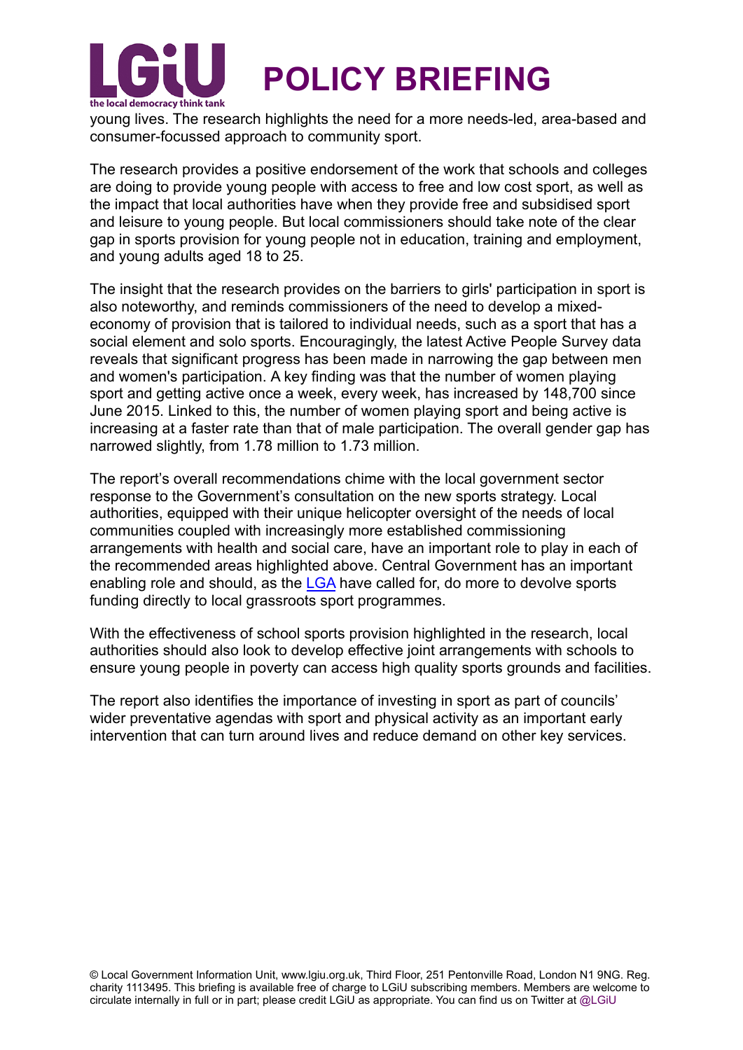young lives. The research highlights the need for a more needs-led, area-based and consumer-focussed approach to community sport.

The research provides a positive endorsement of the work that schools and colleges are doing to provide young people with access to free and low cost sport, as well as the impact that local authorities have when they provide free and subsidised sport and leisure to young people. But local commissioners should take note of the clear gap in sports provision for young people not in education, training and employment, and young adults aged 18 to 25.

The insight that the research provides on the barriers to girls' participation in sport is also noteworthy, and reminds commissioners of the need to develop a mixed-economy of provision that is tailored to individual needs, such as a sport that has a social element and solo sports. Encouragingly, the latest Active People Survey data reveals that significant progress has been made in narrowing the gap between men and women's participation. A key finding was that the number of women playing sport and getting active once a week, every week, has increased by 148,700 since June 2015. Linked to this, the number of women playing sport and being active is increasing at a faster rate than that of male participation. The overall gender gap has narrowed slightly, from 1.78 million to 1.73 million.

The report's overall recommendations chime with the local government sector response to the Government's consultation on the new sports strategy. Local authorities, equipped with their unique helicopter oversight of the needs of local communities coupled with increasingly more established commissioning arrangements with health and social care, have an important role to play in each of the recommended areas highlighted above. Central Government has an important enabling role and should, as the LGA have called for, do more to devolve sports funding directly to local grassroots sport programmes.

With the effectiveness of school sports provision highlighted in the research, local authorities should also look to develop effective joint arrangements with schools to ensure young people in poverty can access high quality sports grounds and facilities.

The report also identifies the importance of investing in sport as part of councils' wider preventative agendas with sport and physical activity as an important early intervention that can turn around lives and reduce demand on other key services.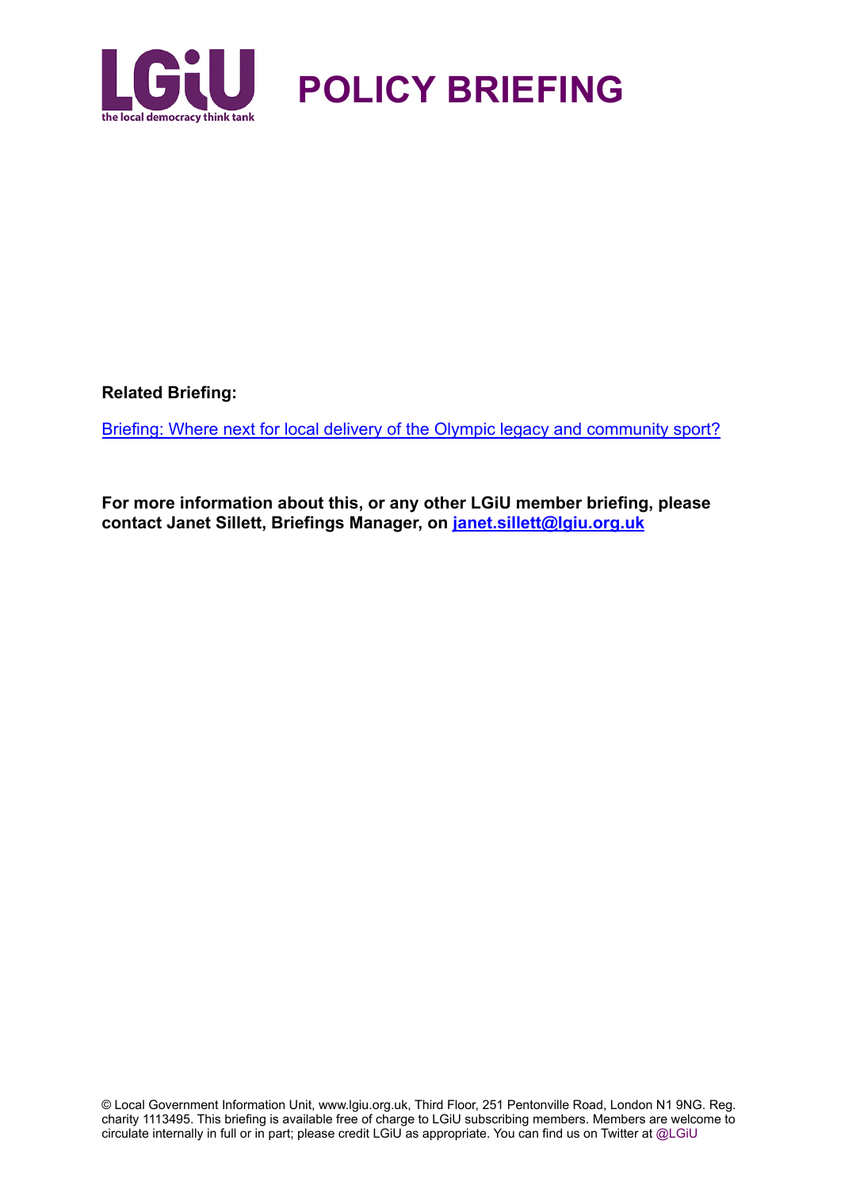# POLICY BRIEFING

**Related Briefing:**

[Briefing: Where next for local delivery of the Olympic legacy and community sport?]

**For more information about this, or any other LGiU member briefing, please contact Janet Sillett, Briefings Manager, on janet.sillett@lgiu.org.uk**

© Local Government Information Unit, www.lgiu.org.uk, Third Floor, 251 Pentonville Road, London N1 9NG. Reg. charity 1113495. This briefing is available free of charge to LGiU subscribing members. Members are welcome to circulate internally in full or in part; please credit LGiU as appropriate. You can find us on Twitter at @LGiU